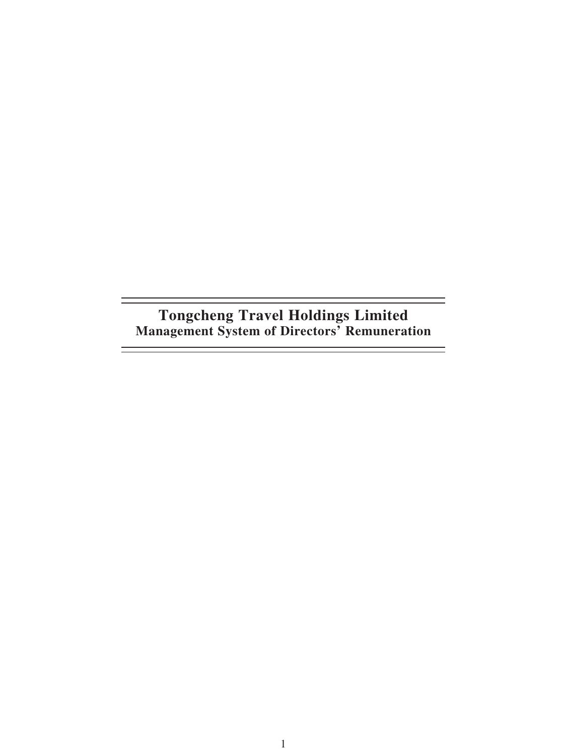# Tongcheng Travel Holdings Limited

## Management System of Directors' Remuneration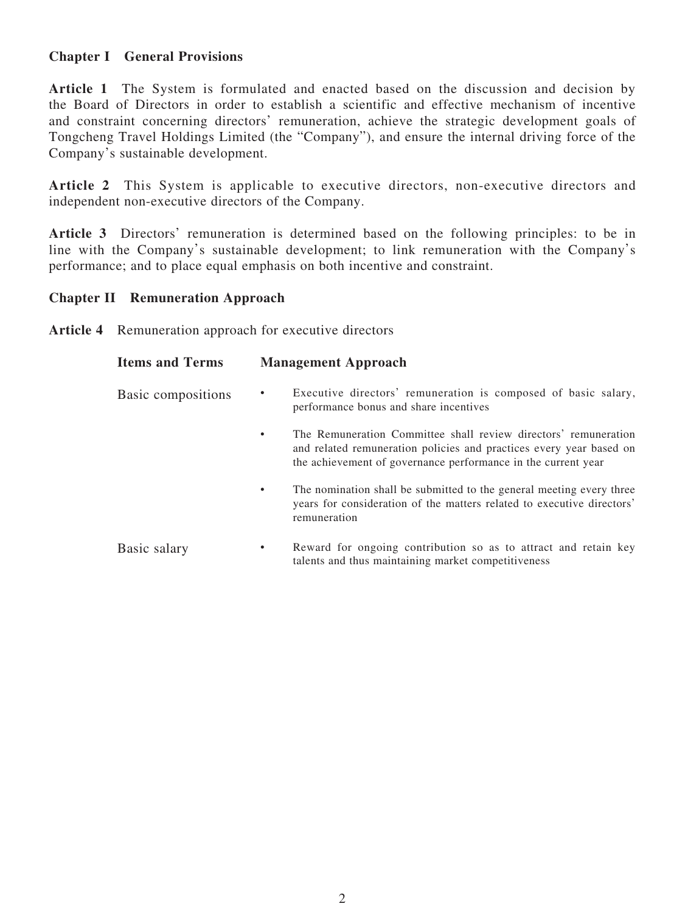## Chapter I General Provisions

**Article 1** The System is formulated and enacted based on the discussion and decision by the Board of Directors in order to establish a scientific and effective mechanism of incentive and constraint concerning directors' remuneration, achieve the strategic development goals of Tongcheng Travel Holdings Limited (the "Company"), and ensure the internal driving force of the Company's sustainable development.

**Article 2** This System is applicable to executive directors, non-executive directors and independent non-executive directors of the Company.

**Article 3** Directors' remuneration is determined based on the following principles: to be in line with the Company's sustainable development; to link remuneration with the Company's performance; and to place equal emphasis on both incentive and constraint.

## Chapter II Remuneration Approach

**Article 4** Remuneration approach for executive directors

| Items and Terms | Management Approach |
|---|---|
| Basic compositions | • Executive directors' remuneration is composed of basic salary, performance bonus and share incentives<br>• The Remuneration Committee shall review directors' remuneration and related remuneration policies and practices every year based on the achievement of governance performance in the current year<br>• The nomination shall be submitted to the general meeting every three years for consideration of the matters related to executive directors' remuneration |
| Basic salary | • Reward for ongoing contribution so as to attract and retain key talents and thus maintaining market competitiveness |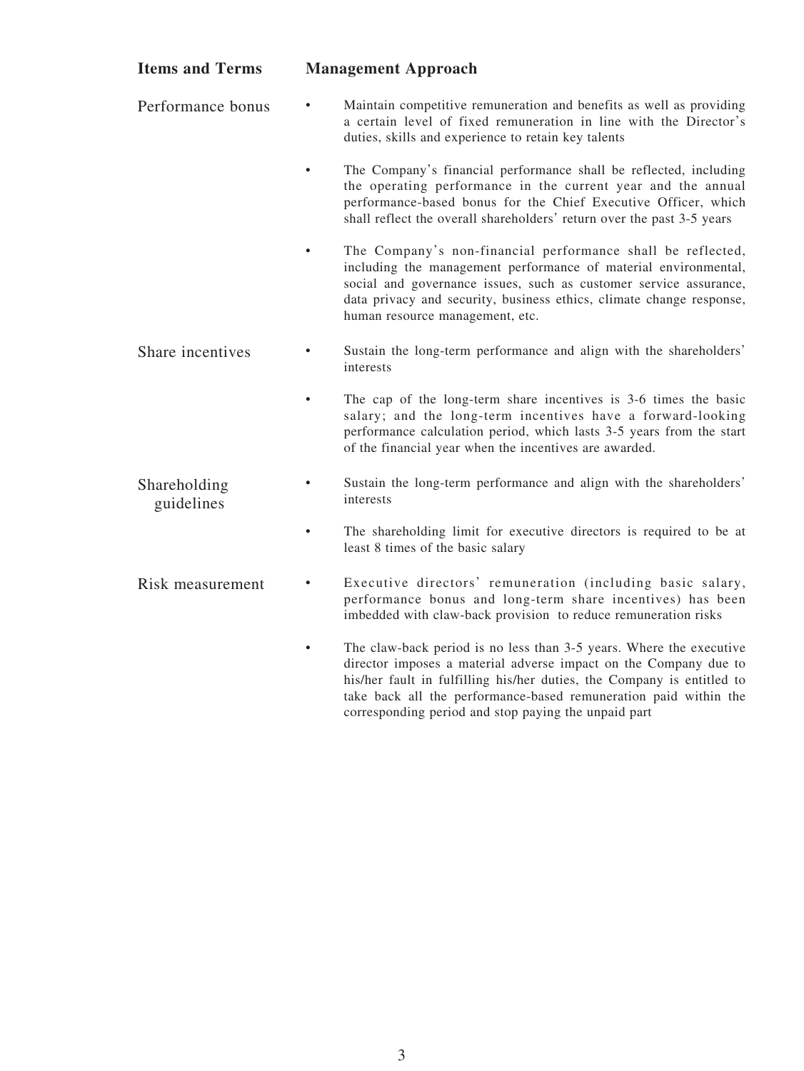| Items and Terms | Management Approach |
| --- | --- |
| Performance bonus | • Maintain competitive remuneration and benefits as well as providing a certain level of fixed remuneration in line with the Director's duties, skills and experience to retain key talents<br>• The Company's financial performance shall be reflected, including the operating performance in the current year and the annual performance-based bonus for the Chief Executive Officer, which shall reflect the overall shareholders' return over the past 3-5 years<br>• The Company's non-financial performance shall be reflected, including the management performance of material environmental, social and governance issues, such as customer service assurance, data privacy and security, business ethics, climate change response, human resource management, etc. |
| Share incentives | • Sustain the long-term performance and align with the shareholders' interests<br>• The cap of the long-term share incentives is 3-6 times the basic salary; and the long-term incentives have a forward-looking performance calculation period, which lasts 3-5 years from the start of the financial year when the incentives are awarded. |
| Shareholding guidelines | • Sustain the long-term performance and align with the shareholders' interests<br>• The shareholding limit for executive directors is required to be at least 8 times of the basic salary |
| Risk measurement | • Executive directors' remuneration (including basic salary, performance bonus and long-term share incentives) has been imbedded with claw-back provision to reduce remuneration risks<br>• The claw-back period is no less than 3-5 years. Where the executive director imposes a material adverse impact on the Company due to his/her fault in fulfilling his/her duties, the Company is entitled to take back all the performance-based remuneration paid within the corresponding period and stop paying the unpaid part |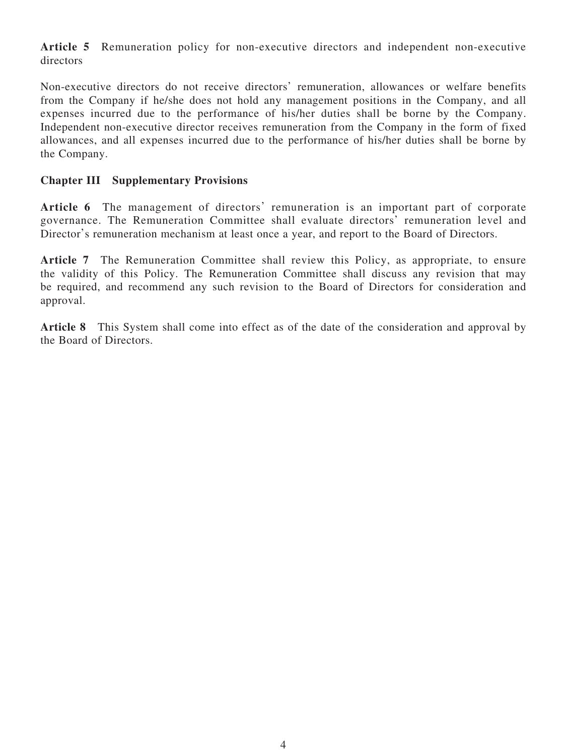**Article 5** Remuneration policy for non-executive directors and independent non-executive directors

Non-executive directors do not receive directors' remuneration, allowances or welfare benefits from the Company if he/she does not hold any management positions in the Company, and all expenses incurred due to the performance of his/her duties shall be borne by the Company. Independent non-executive director receives remuneration from the Company in the form of fixed allowances, and all expenses incurred due to the performance of his/her duties shall be borne by the Company.

## Chapter III Supplementary Provisions

**Article 6** The management of directors' remuneration is an important part of corporate governance. The Remuneration Committee shall evaluate directors' remuneration level and Director's remuneration mechanism at least once a year, and report to the Board of Directors.

**Article 7** The Remuneration Committee shall review this Policy, as appropriate, to ensure the validity of this Policy. The Remuneration Committee shall discuss any revision that may be required, and recommend any such revision to the Board of Directors for consideration and approval.

**Article 8** This System shall come into effect as of the date of the consideration and approval by the Board of Directors.